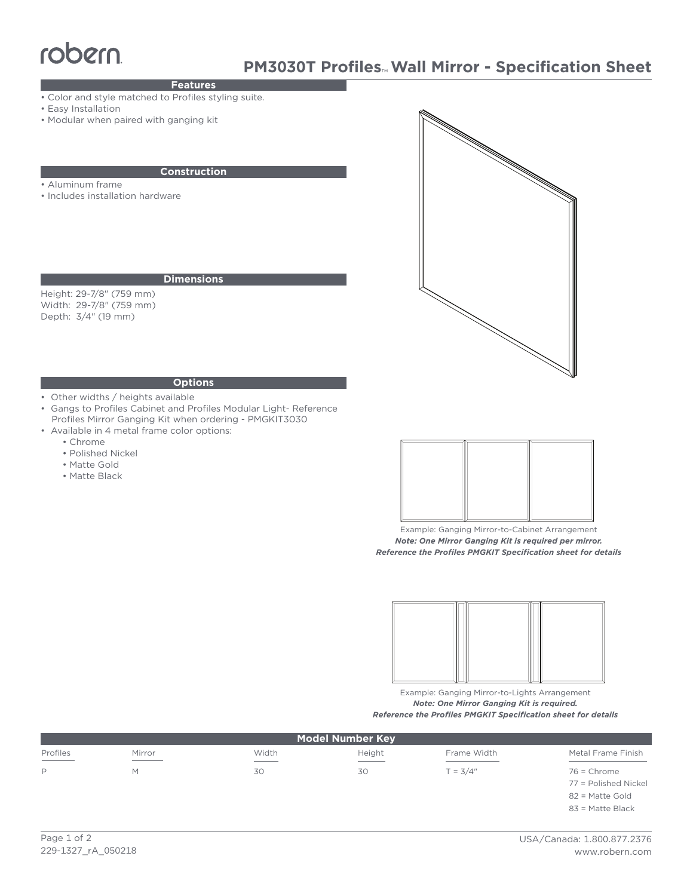robern

# PM3030T Profiles™ Wall Mirror - Specification Sheet

## Features

- Color and style matched to Profiles styling suite.
- Easy Installation
- Modular when paired with ganging kit

## Construction

- Aluminum frame
- Includes installation hardware

## Dimensions

Height: 29-7/8" (759 mm)
Width: 29-7/8" (759 mm)
Depth: 3/4" (19 mm)

## Options

- Other widths / heights available
- Gangs to Profiles Cabinet and Profiles Modular Light- Reference Profiles Mirror Ganging Kit when ordering - PMGKIT3030
- Available in 4 metal frame color options:
  - Chrome
  - Polished Nickel
  - Matte Gold
  - Matte Black

Example: Ganging Mirror-to-Cabinet Arrangement
***Note: One Mirror Ganging Kit is required per mirror.***
***Reference the Profiles PMGKIT Specification sheet for details***

Example: Ganging Mirror-to-Lights Arrangement
***Note: One Mirror Ganging Kit is required.***
***Reference the Profiles PMGKIT Specification sheet for details***

## Model Number Key

| Profiles | Mirror | Width | Height | Frame Width | Metal Frame Finish |
|---|---|---|---|---|---|
| P | M | 30 | 30 | T = 3/4" | 76 = Chrome |
| | | | | | 77 = Polished Nickel |
| | | | | | 82 = Matte Gold |
| | | | | | 83 = Matte Black |

229-1327_rA_050218

USA/Canada: 1.800.877.2376
www.robern.com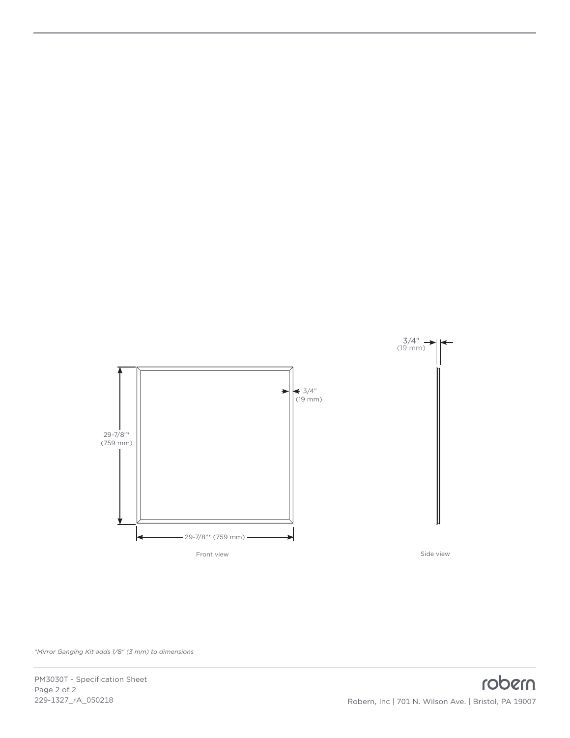3/4"
(19 mm)

3/4"
(19 mm)

29-7/8"*
(759 mm)

29-7/8"* (759 mm)

Front view

Side view

*\*Mirror Ganging Kit adds 1/8" (3 mm) to dimensions*

PM3030T - Specification Sheet
229-1327_rA_050218

robern

Robern, Inc | 701 N. Wilson Ave. | Bristol, PA 19007